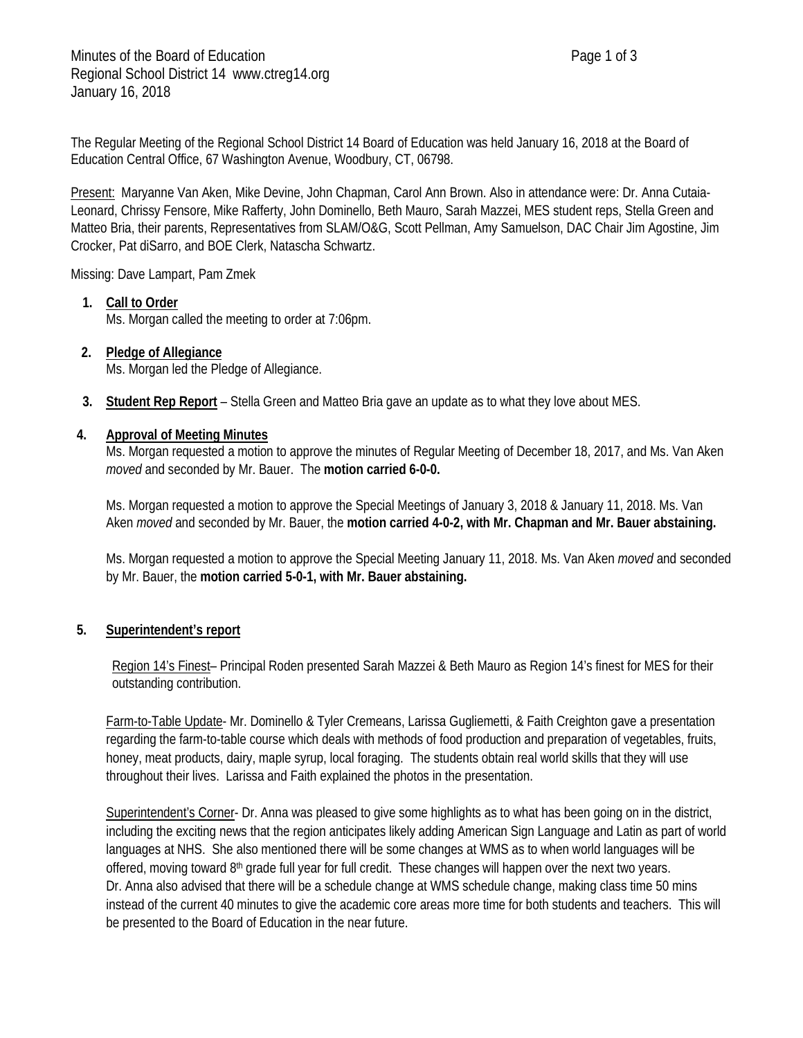Minutes of the Board of Education
Regional School District 14 www.ctreg14.org
January 16, 2018

The Regular Meeting of the Regional School District 14 Board of Education was held January 16, 2018 at the Board of Education Central Office, 67 Washington Avenue, Woodbury, CT, 06798.

Present: Maryanne Van Aken, Mike Devine, John Chapman, Carol Ann Brown. Also in attendance were: Dr. Anna Cutaia-Leonard, Chrissy Fensore, Mike Rafferty, John Dominello, Beth Mauro, Sarah Mazzei, MES student reps, Stella Green and Matteo Bria, their parents, Representatives from SLAM/O&G, Scott Pellman, Amy Samuelson, DAC Chair Jim Agostine, Jim Crocker, Pat diSarro, and BOE Clerk, Natascha Schwartz.

Missing: Dave Lampart, Pam Zmek

1. **Call to Order**
   Ms. Morgan called the meeting to order at 7:06pm.

2. **Pledge of Allegiance**
   Ms. Morgan led the Pledge of Allegiance.

3. **Student Rep Report** – Stella Green and Matteo Bria gave an update as to what they love about MES.

4. **Approval of Meeting Minutes**
   Ms. Morgan requested a motion to approve the minutes of Regular Meeting of December 18, 2017, and Ms. Van Aken *moved* and seconded by Mr. Bauer. The **motion carried 6-0-0.**

   Ms. Morgan requested a motion to approve the Special Meetings of January 3, 2018 & January 11, 2018. Ms. Van Aken *moved* and seconded by Mr. Bauer, the **motion carried 4-0-2, with Mr. Chapman and Mr. Bauer abstaining.**

   Ms. Morgan requested a motion to approve the Special Meeting January 11, 2018. Ms. Van Aken *moved* and seconded by Mr. Bauer, the **motion carried 5-0-1, with Mr. Bauer abstaining.**

5. **Superintendent's report**

   Region 14's Finest– Principal Roden presented Sarah Mazzei & Beth Mauro as Region 14's finest for MES for their outstanding contribution.

   Farm-to-Table Update- Mr. Dominello & Tyler Cremeans, Larissa Gugliemetti, & Faith Creighton gave a presentation regarding the farm-to-table course which deals with methods of food production and preparation of vegetables, fruits, honey, meat products, dairy, maple syrup, local foraging. The students obtain real world skills that they will use throughout their lives. Larissa and Faith explained the photos in the presentation.

   Superintendent's Corner- Dr. Anna was pleased to give some highlights as to what has been going on in the district, including the exciting news that the region anticipates likely adding American Sign Language and Latin as part of world languages at NHS. She also mentioned there will be some changes at WMS as to when world languages will be offered, moving toward 8th grade full year for full credit. These changes will happen over the next two years. Dr. Anna also advised that there will be a schedule change at WMS schedule change, making class time 50 mins instead of the current 40 minutes to give the academic core areas more time for both students and teachers. This will be presented to the Board of Education in the near future.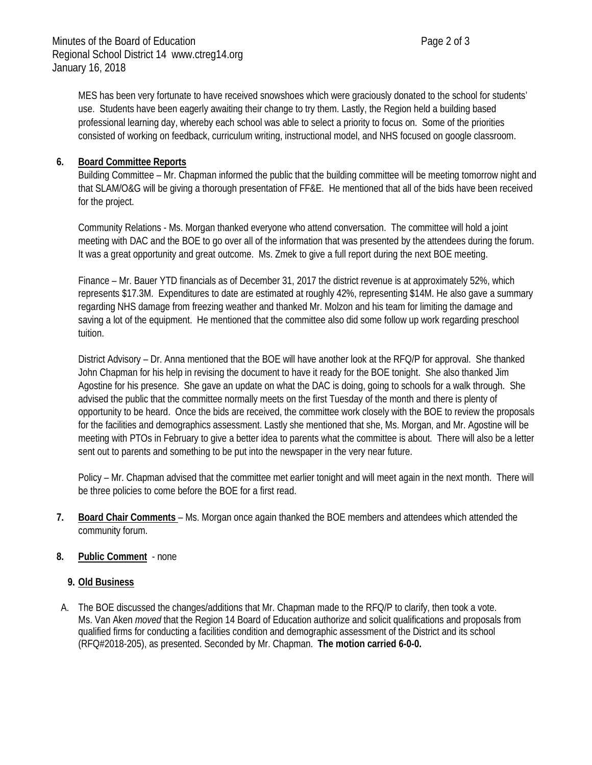MES has been very fortunate to have received snowshoes which were graciously donated to the school for students' use. Students have been eagerly awaiting their change to try them. Lastly, the Region held a building based professional learning day, whereby each school was able to select a priority to focus on. Some of the priorities consisted of working on feedback, curriculum writing, instructional model, and NHS focused on google classroom.

**6. Board Committee Reports**

Building Committee – Mr. Chapman informed the public that the building committee will be meeting tomorrow night and that SLAM/O&G will be giving a thorough presentation of FF&E. He mentioned that all of the bids have been received for the project.

Community Relations - Ms. Morgan thanked everyone who attend conversation. The committee will hold a joint meeting with DAC and the BOE to go over all of the information that was presented by the attendees during the forum. It was a great opportunity and great outcome. Ms. Zmek to give a full report during the next BOE meeting.

Finance – Mr. Bauer YTD financials as of December 31, 2017 the district revenue is at approximately 52%, which represents $17.3M. Expenditures to date are estimated at roughly 42%, representing $14M. He also gave a summary regarding NHS damage from freezing weather and thanked Mr. Molzon and his team for limiting the damage and saving a lot of the equipment. He mentioned that the committee also did some follow up work regarding preschool tuition.

District Advisory – Dr. Anna mentioned that the BOE will have another look at the RFQ/P for approval. She thanked John Chapman for his help in revising the document to have it ready for the BOE tonight. She also thanked Jim Agostine for his presence. She gave an update on what the DAC is doing, going to schools for a walk through. She advised the public that the committee normally meets on the first Tuesday of the month and there is plenty of opportunity to be heard. Once the bids are received, the committee work closely with the BOE to review the proposals for the facilities and demographics assessment. Lastly she mentioned that she, Ms. Morgan, and Mr. Agostine will be meeting with PTOs in February to give a better idea to parents what the committee is about. There will also be a letter sent out to parents and something to be put into the newspaper in the very near future.

Policy – Mr. Chapman advised that the committee met earlier tonight and will meet again in the next month. There will be three policies to come before the BOE for a first read.

**7. Board Chair Comments** – Ms. Morgan once again thanked the BOE members and attendees which attended the community forum.

**8. Public Comment** - none

**9. Old Business**

A. The BOE discussed the changes/additions that Mr. Chapman made to the RFQ/P to clarify, then took a vote. Ms. Van Aken *moved* that the Region 14 Board of Education authorize and solicit qualifications and proposals from qualified firms for conducting a facilities condition and demographic assessment of the District and its school (RFQ#2018-205), as presented. Seconded by Mr. Chapman. **The motion carried 6-0-0.**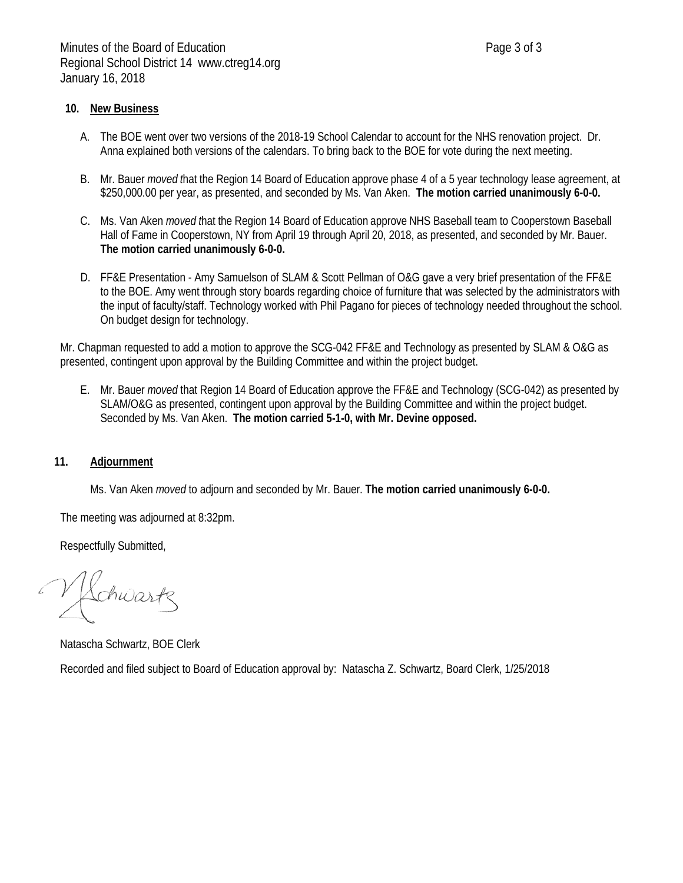## 10. New Business

A. The BOE went over two versions of the 2018-19 School Calendar to account for the NHS renovation project. Dr. Anna explained both versions of the calendars. To bring back to the BOE for vote during the next meeting.

B. Mr. Bauer *moved t*hat the Region 14 Board of Education approve phase 4 of a 5 year technology lease agreement, at $250,000.00 per year, as presented, and seconded by Ms. Van Aken. **The motion carried unanimously 6-0-0.**

C. Ms. Van Aken *moved t*hat the Region 14 Board of Education approve NHS Baseball team to Cooperstown Baseball Hall of Fame in Cooperstown, NY from April 19 through April 20, 2018, as presented, and seconded by Mr. Bauer. **The motion carried unanimously 6-0-0.**

D. FF&E Presentation - Amy Samuelson of SLAM & Scott Pellman of O&G gave a very brief presentation of the FF&E to the BOE. Amy went through story boards regarding choice of furniture that was selected by the administrators with the input of faculty/staff. Technology worked with Phil Pagano for pieces of technology needed throughout the school. On budget design for technology.

Mr. Chapman requested to add a motion to approve the SCG-042 FF&E and Technology as presented by SLAM & O&G as presented, contingent upon approval by the Building Committee and within the project budget.

E. Mr. Bauer *moved* that Region 14 Board of Education approve the FF&E and Technology (SCG-042) as presented by SLAM/O&G as presented, contingent upon approval by the Building Committee and within the project budget. Seconded by Ms. Van Aken. **The motion carried 5-1-0, with Mr. Devine opposed.**

## 11. Adjournment

Ms. Van Aken *moved* to adjourn and seconded by Mr. Bauer. **The motion carried unanimously 6-0-0.**

The meeting was adjourned at 8:32pm.

Respectfully Submitted,

NSchwartz

Natascha Schwartz, BOE Clerk

Recorded and filed subject to Board of Education approval by: Natascha Z. Schwartz, Board Clerk, 1/25/2018